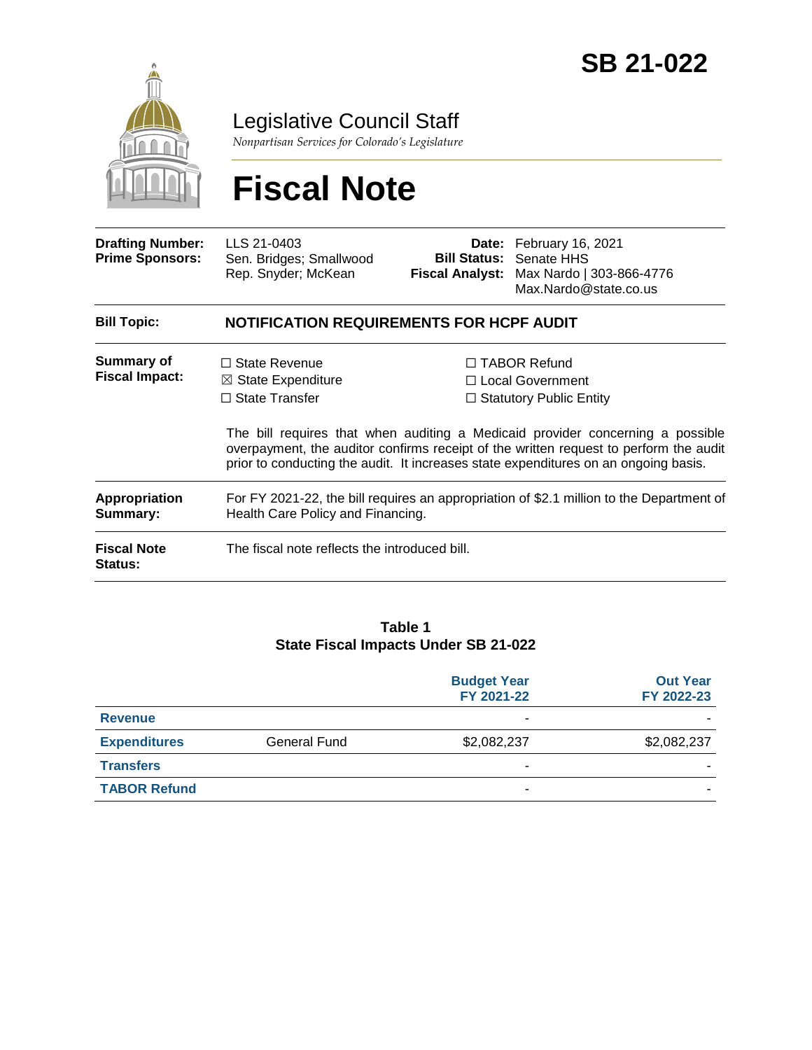# SB 21-022

## Legislative Council Staff

*Nonpartisan Services for Colorado's Legislature*

# Fiscal Note

| | | | |
|---|---|---|---|
| **Drafting Number:** | LLS 21-0403 | **Date:** | February 16, 2021 |
| **Prime Sponsors:** | Sen. Bridges; Smallwood<br>Rep. Snyder; McKean | **Bill Status:** | Senate HHS |
| | | **Fiscal Analyst:** | Max Nardo \| 303-866-4776<br>Max.Nardo@state.co.us |

**Bill Topic:** NOTIFICATION REQUIREMENTS FOR HCPF AUDIT

**Summary of Fiscal Impact:**

☐ State Revenue
☒ State Expenditure
☐ State Transfer
☐ TABOR Refund
☐ Local Government
☐ Statutory Public Entity

The bill requires that when auditing a Medicaid provider concerning a possible overpayment, the auditor confirms receipt of the written request to perform the audit prior to conducting the audit. It increases state expenditures on an ongoing basis.

**Appropriation Summary:** For FY 2021-22, the bill requires an appropriation of $2.1 million to the Department of Health Care Policy and Financing.

**Fiscal Note Status:** The fiscal note reflects the introduced bill.

**Table 1**
**State Fiscal Impacts Under SB 21-022**

| | | Budget Year FY 2021-22 | Out Year FY 2022-23 |
|---|---|---|---|
| **Revenue** | | - | - |
| **Expenditures** | General Fund | $2,082,237 | $2,082,237 |
| **Transfers** | | - | - |
| **TABOR Refund** | | - | - |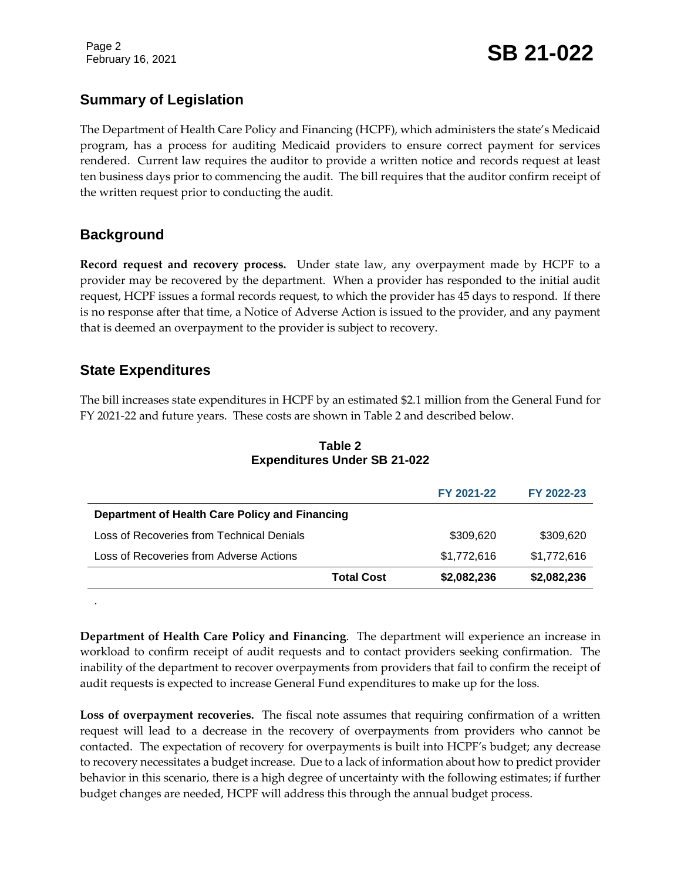## Summary of Legislation

The Department of Health Care Policy and Financing (HCPF), which administers the state's Medicaid program, has a process for auditing Medicaid providers to ensure correct payment for services rendered. Current law requires the auditor to provide a written notice and records request at least ten business days prior to commencing the audit. The bill requires that the auditor confirm receipt of the written request prior to conducting the audit.

## Background

**Record request and recovery process.** Under state law, any overpayment made by HCPF to a provider may be recovered by the department. When a provider has responded to the initial audit request, HCPF issues a formal records request, to which the provider has 45 days to respond. If there is no response after that time, a Notice of Adverse Action is issued to the provider, and any payment that is deemed an overpayment to the provider is subject to recovery.

## State Expenditures

The bill increases state expenditures in HCPF by an estimated $2.1 million from the General Fund for FY 2021-22 and future years. These costs are shown in Table 2 and described below.

**Table 2**
**Expenditures Under SB 21-022**

| | FY 2021-22 | FY 2022-23 |
|---|---|---|
| **Department of Health Care Policy and Financing** | | |
| Loss of Recoveries from Technical Denials | $309,620 | $309,620 |
| Loss of Recoveries from Adverse Actions | $1,772,616 | $1,772,616 |
| **Total Cost** | **$2,082,236** | **$2,082,236** |

**Department of Health Care Policy and Financing**. The department will experience an increase in workload to confirm receipt of audit requests and to contact providers seeking confirmation. The inability of the department to recover overpayments from providers that fail to confirm the receipt of audit requests is expected to increase General Fund expenditures to make up for the loss.

**Loss of overpayment recoveries.** The fiscal note assumes that requiring confirmation of a written request will lead to a decrease in the recovery of overpayments from providers who cannot be contacted. The expectation of recovery for overpayments is built into HCPF's budget; any decrease to recovery necessitates a budget increase. Due to a lack of information about how to predict provider behavior in this scenario, there is a high degree of uncertainty with the following estimates; if further budget changes are needed, HCPF will address this through the annual budget process.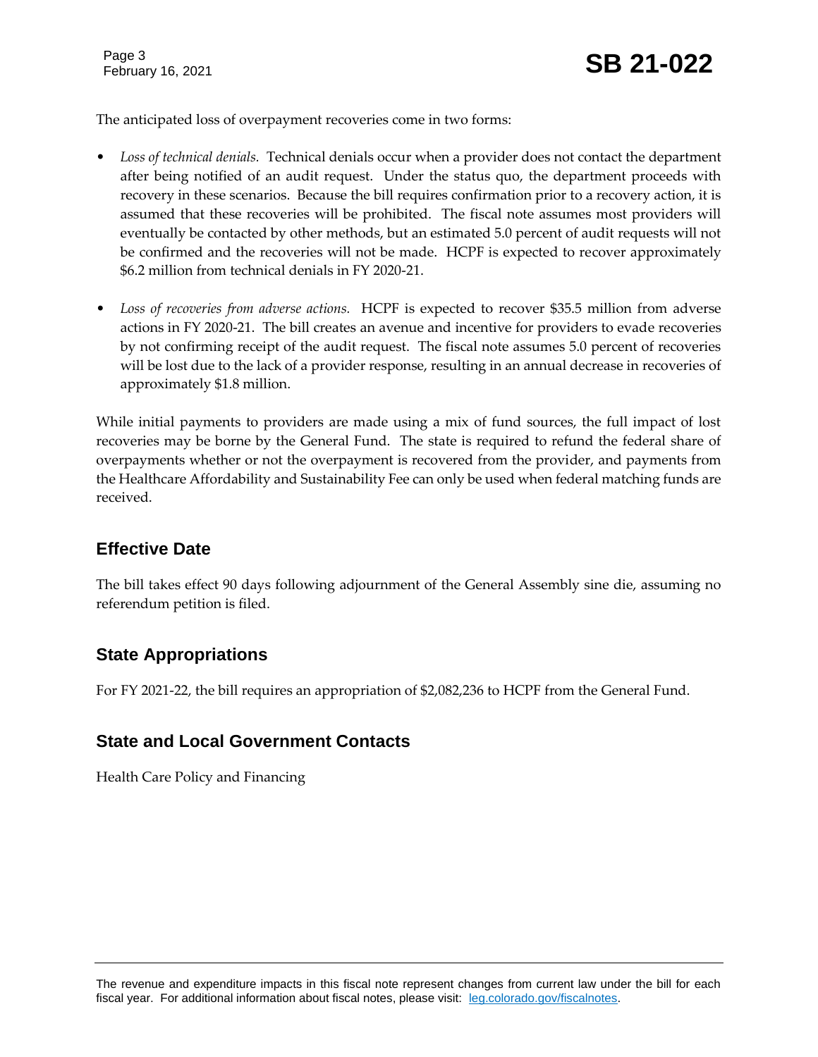The anticipated loss of overpayment recoveries come in two forms:

- *Loss of technical denials.* Technical denials occur when a provider does not contact the department after being notified of an audit request. Under the status quo, the department proceeds with recovery in these scenarios. Because the bill requires confirmation prior to a recovery action, it is assumed that these recoveries will be prohibited. The fiscal note assumes most providers will eventually be contacted by other methods, but an estimated 5.0 percent of audit requests will not be confirmed and the recoveries will not be made. HCPF is expected to recover approximately $6.2 million from technical denials in FY 2020-21.
- *Loss of recoveries from adverse actions.* HCPF is expected to recover $35.5 million from adverse actions in FY 2020-21. The bill creates an avenue and incentive for providers to evade recoveries by not confirming receipt of the audit request. The fiscal note assumes 5.0 percent of recoveries will be lost due to the lack of a provider response, resulting in an annual decrease in recoveries of approximately $1.8 million.

While initial payments to providers are made using a mix of fund sources, the full impact of lost recoveries may be borne by the General Fund. The state is required to refund the federal share of overpayments whether or not the overpayment is recovered from the provider, and payments from the Healthcare Affordability and Sustainability Fee can only be used when federal matching funds are received.

## Effective Date

The bill takes effect 90 days following adjournment of the General Assembly sine die, assuming no referendum petition is filed.

## State Appropriations

For FY 2021-22, the bill requires an appropriation of $2,082,236 to HCPF from the General Fund.

## State and Local Government Contacts

Health Care Policy and Financing

The revenue and expenditure impacts in this fiscal note represent changes from current law under the bill for each fiscal year. For additional information about fiscal notes, please visit: leg.colorado.gov/fiscalnotes.